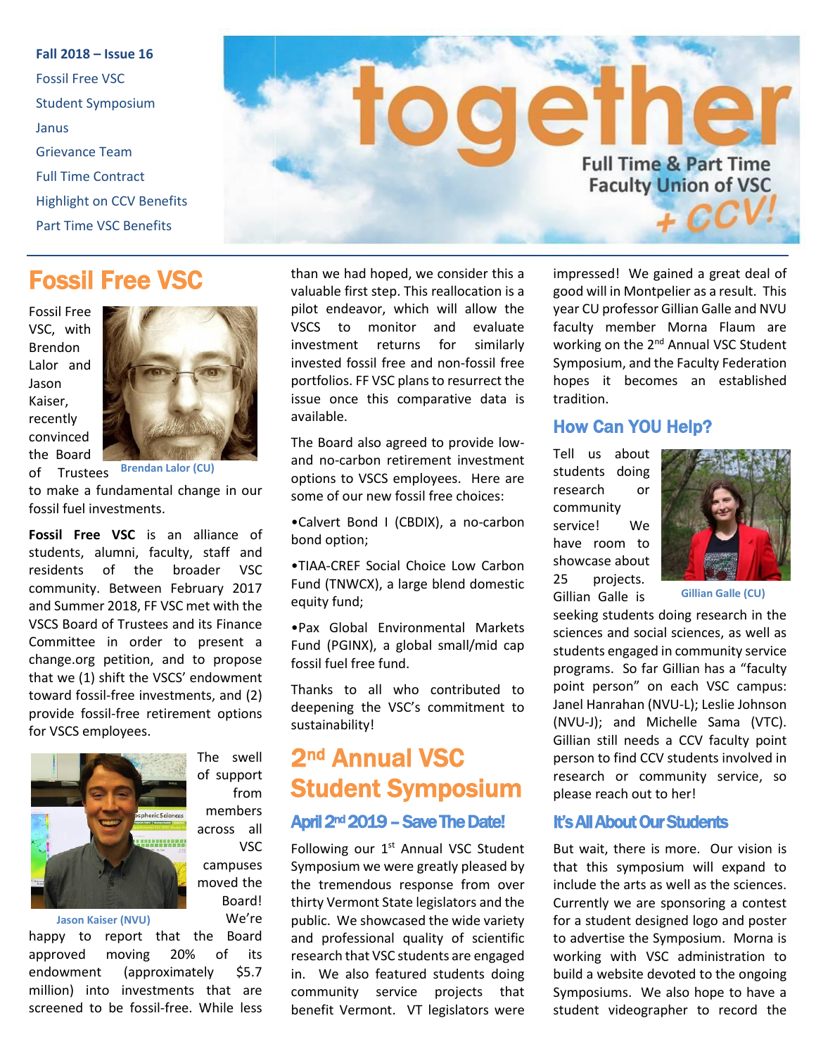**Fall 2018 – Issue 16**

Fossil Free VSC
Student Symposium
Janus
Grievance Team
Full Time Contract
Highlight on CCV Benefits
Part Time VSC Benefits

# together

Full Time & Part Time Faculty Union of VSC + CCV!

## Fossil Free VSC

Fossil Free VSC, with Brendon Lalor and Jason Kaiser, recently convinced the Board of Trustees to make a fundamental change in our fossil fuel investments.

Brendan Lalor (CU)

**Fossil Free VSC** is an alliance of students, alumni, faculty, staff and residents of the broader VSC community. Between February 2017 and Summer 2018, FF VSC met with the VSCS Board of Trustees and its Finance Committee in order to present a change.org petition, and to propose that we (1) shift the VSCS' endowment toward fossil-free investments, and (2) provide fossil-free retirement options for VSCS employees.

Jason Kaiser (NVU)

The swell of support from members across all VSC campuses moved the Board! We're happy to report that the Board approved moving 20% of its endowment (approximately $5.7 million) into investments that are screened to be fossil-free. While less than we had hoped, we consider this a valuable first step. This reallocation is a pilot endeavor, which will allow the VSCS to monitor and evaluate investment returns for similarly invested fossil free and non-fossil free portfolios. FF VSC plans to resurrect the issue once this comparative data is available.

The Board also agreed to provide low- and no-carbon retirement investment options to VSCS employees. Here are some of our new fossil free choices:

- Calvert Bond I (CBDIX), a no-carbon bond option;
- TIAA-CREF Social Choice Low Carbon Fund (TNWCX), a large blend domestic equity fund;
- Pax Global Environmental Markets Fund (PGINX), a global small/mid cap fossil fuel free fund.

Thanks to all who contributed to deepening the VSC's commitment to sustainability!

## 2nd Annual VSC Student Symposium

### April 2nd 2019 – Save The Date!

Following our 1st Annual VSC Student Symposium we were greatly pleased by the tremendous response from over thirty Vermont State legislators and the public. We showcased the wide variety and professional quality of scientific research that VSC students are engaged in. We also featured students doing community service projects that benefit Vermont. VT legislators were impressed! We gained a great deal of good will in Montpelier as a result. This year CU professor Gillian Galle and NVU faculty member Morna Flaum are working on the 2nd Annual VSC Student Symposium, and the Faculty Federation hopes it becomes an established tradition.

### How Can YOU Help?

Tell us about students doing research or community service! We have room to showcase about 25 projects. Gillian Galle is seeking students doing research in the sciences and social sciences, as well as students engaged in community service programs. So far Gillian has a "faculty point person" on each VSC campus: Janel Hanrahan (NVU-L); Leslie Johnson (NVU-J); and Michelle Sama (VTC). Gillian still needs a CCV faculty point person to find CCV students involved in research or community service, so please reach out to her!

Gillian Galle (CU)

### It's All About Our Students

But wait, there is more. Our vision is that this symposium will expand to include the arts as well as the sciences. Currently we are sponsoring a contest for a student designed logo and poster to advertise the Symposium. Morna is working with VSC administration to build a website devoted to the ongoing Symposiums. We also hope to have a student videographer to record the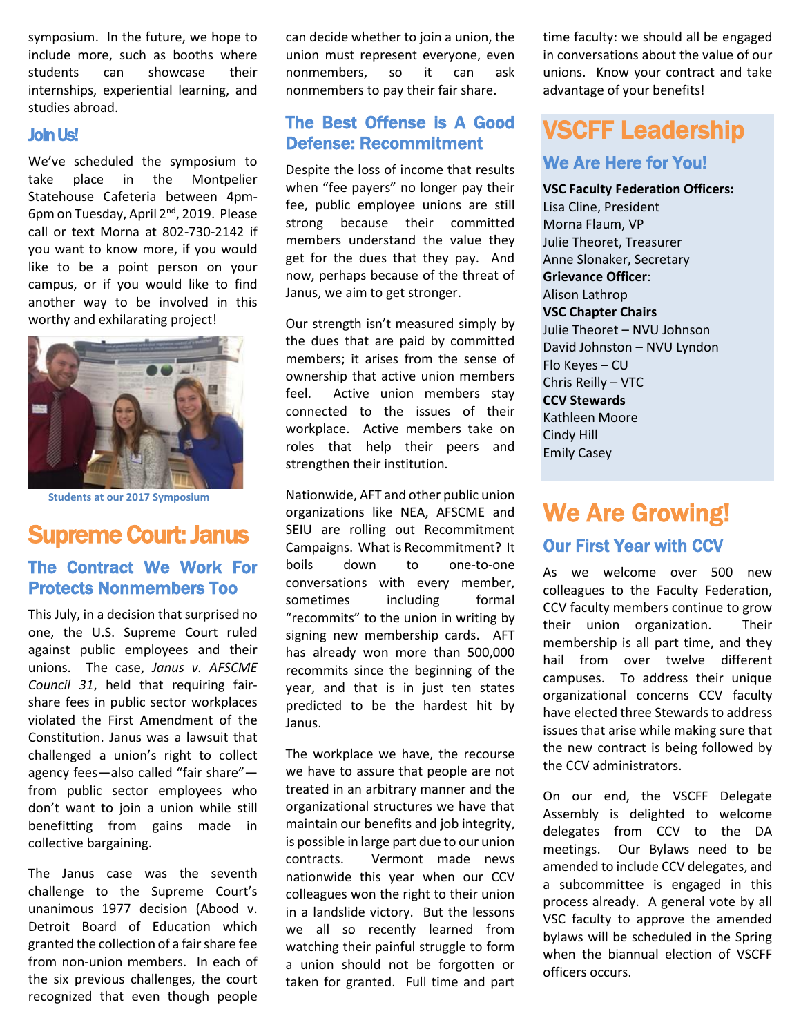symposium. In the future, we hope to include more, such as booths where students can showcase their internships, experiential learning, and studies abroad.

### Join Us!

We've scheduled the symposium to take place in the Montpelier Statehouse Cafeteria between 4pm-6pm on Tuesday, April 2nd, 2019. Please call or text Morna at 802-730-2142 if you want to know more, if you would like to be a point person on your campus, or if you would like to find another way to be involved in this worthy and exhilarating project!

Students at our 2017 Symposium

# Supreme Court: Janus

## The Contract We Work For Protects Nonmembers Too

This July, in a decision that surprised no one, the U.S. Supreme Court ruled against public employees and their unions. The case, *Janus v. AFSCME Council 31*, held that requiring fair-share fees in public sector workplaces violated the First Amendment of the Constitution. Janus was a lawsuit that challenged a union's right to collect agency fees—also called "fair share"—from public sector employees who don't want to join a union while still benefitting from gains made in collective bargaining.

The Janus case was the seventh challenge to the Supreme Court's unanimous 1977 decision (Abood v. Detroit Board of Education which granted the collection of a fair share fee from non-union members. In each of the six previous challenges, the court recognized that even though people can decide whether to join a union, the union must represent everyone, even nonmembers, so it can ask nonmembers to pay their fair share.

## The Best Offense Is A Good Defense: Recommitment

Despite the loss of income that results when "fee payers" no longer pay their fee, public employee unions are still strong because their committed members understand the value they get for the dues that they pay. And now, perhaps because of the threat of Janus, we aim to get stronger.

Our strength isn't measured simply by the dues that are paid by committed members; it arises from the sense of ownership that active union members feel. Active union members stay connected to the issues of their workplace. Active members take on roles that help their peers and strengthen their institution.

Nationwide, AFT and other public union organizations like NEA, AFSCME and SEIU are rolling out Recommitment Campaigns. What is Recommitment? It boils down to one-to-one conversations with every member, sometimes including formal "recommits" to the union in writing by signing new membership cards. AFT has already won more than 500,000 recommits since the beginning of the year, and that is in just ten states predicted to be the hardest hit by Janus.

The workplace we have, the recourse we have to assure that people are not treated in an arbitrary manner and the organizational structures we have that maintain our benefits and job integrity, is possible in large part due to our union contracts. Vermont made news nationwide this year when our CCV colleagues won the right to their union in a landslide victory. But the lessons we all so recently learned from watching their painful struggle to form a union should not be forgotten or taken for granted. Full time and part time faculty: we should all be engaged in conversations about the value of our unions. Know your contract and take advantage of your benefits!

# VSCFF Leadership

## We Are Here for You!

**VSC Faculty Federation Officers:**
Lisa Cline, President
Morna Flaum, VP
Julie Theoret, Treasurer
Anne Slonaker, Secretary

**Grievance Officer**:
Alison Lathrop

**VSC Chapter Chairs**
Julie Theoret – NVU Johnson
David Johnston – NVU Lyndon
Flo Keyes – CU
Chris Reilly – VTC

**CCV Stewards**
Kathleen Moore
Cindy Hill
Emily Casey

# We Are Growing!

## Our First Year with CCV

As we welcome over 500 new colleagues to the Faculty Federation, CCV faculty members continue to grow their union organization. Their membership is all part time, and they hail from over twelve different campuses. To address their unique organizational concerns CCV faculty have elected three Stewards to address issues that arise while making sure that the new contract is being followed by the CCV administrators.

On our end, the VSCFF Delegate Assembly is delighted to welcome delegates from CCV to the DA meetings. Our Bylaws need to be amended to include CCV delegates, and a subcommittee is engaged in this process already. A general vote by all VSC faculty to approve the amended bylaws will be scheduled in the Spring when the biannual election of VSCFF officers occurs.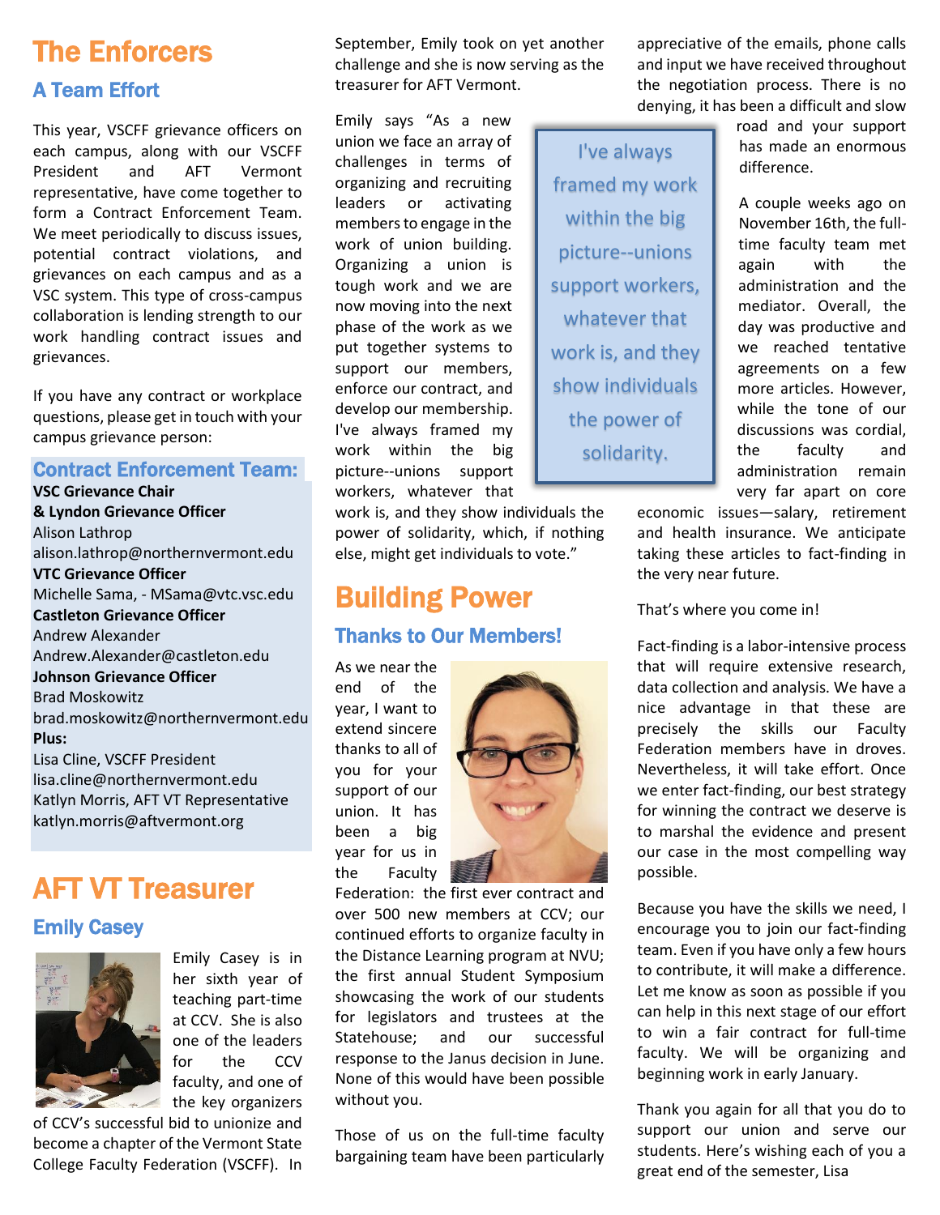# The Enforcers

## A Team Effort

This year, VSCFF grievance officers on each campus, along with our VSCFF President and AFT Vermont representative, have come together to form a Contract Enforcement Team. We meet periodically to discuss issues, potential contract violations, and grievances on each campus and as a VSC system. This type of cross-campus collaboration is lending strength to our work handling contract issues and grievances.

If you have any contract or workplace questions, please get in touch with your campus grievance person:

### Contract Enforcement Team:

**VSC Grievance Chair**
**& Lyndon Grievance Officer**
Alison Lathrop
alison.lathrop@northernvermont.edu
**VTC Grievance Officer**
Michelle Sama, - MSama@vtc.vsc.edu
**Castleton Grievance Officer**
Andrew Alexander
Andrew.Alexander@castleton.edu
**Johnson Grievance Officer**
Brad Moskowitz
brad.moskowitz@northernvermont.edu
**Plus:**
Lisa Cline, VSCFF President
lisa.cline@northernvermont.edu
Katlyn Morris, AFT VT Representative
katlyn.morris@aftvermont.org

# AFT VT Treasurer

## Emily Casey

Emily Casey is in her sixth year of teaching part-time at CCV. She is also one of the leaders for the CCV faculty, and one of the key organizers of CCV's successful bid to unionize and become a chapter of the Vermont State College Faculty Federation (VSCFF). In September, Emily took on yet another challenge and she is now serving as the treasurer for AFT Vermont.

Emily says "As a new union we face an array of challenges in terms of organizing and recruiting leaders or activating members to engage in the work of union building. Organizing a union is tough work and we are now moving into the next phase of the work as we put together systems to support our members, enforce our contract, and develop our membership. I've always framed my work within the big picture--unions support workers, whatever that work is, and they show individuals the power of solidarity, which, if nothing else, might get individuals to vote."

> I've always framed my work within the big picture--unions support workers, whatever that work is, and they show individuals the power of solidarity.

# Building Power

## Thanks to Our Members!

As we near the end of the year, I want to extend sincere thanks to all of you for your support of our union. It has been a big year for us in the Faculty Federation: the first ever contract and over 500 new members at CCV; our continued efforts to organize faculty in the Distance Learning program at NVU; the first annual Student Symposium showcasing the work of our students for legislators and trustees at the Statehouse; and our successful response to the Janus decision in June. None of this would have been possible without you.

Those of us on the full-time faculty bargaining team have been particularly appreciative of the emails, phone calls and input we have received throughout the negotiation process. There is no denying, it has been a difficult and slow road and your support has made an enormous difference.

A couple weeks ago on November 16th, the full-time faculty team met again with the administration and the mediator. Overall, the day was productive and we reached tentative agreements on a few more articles. However, while the tone of our discussions was cordial, the faculty and administration remain very far apart on core economic issues—salary, retirement and health insurance. We anticipate taking these articles to fact-finding in the very near future.

That's where you come in!

Fact-finding is a labor-intensive process that will require extensive research, data collection and analysis. We have a nice advantage in that these are precisely the skills our Faculty Federation members have in droves. Nevertheless, it will take effort. Once we enter fact-finding, our best strategy for winning the contract we deserve is to marshal the evidence and present our case in the most compelling way possible.

Because you have the skills we need, I encourage you to join our fact-finding team. Even if you have only a few hours to contribute, it will make a difference. Let me know as soon as possible if you can help in this next stage of our effort to win a fair contract for full-time faculty. We will be organizing and beginning work in early January.

Thank you again for all that you do to support our union and serve our students. Here's wishing each of you a great end of the semester, Lisa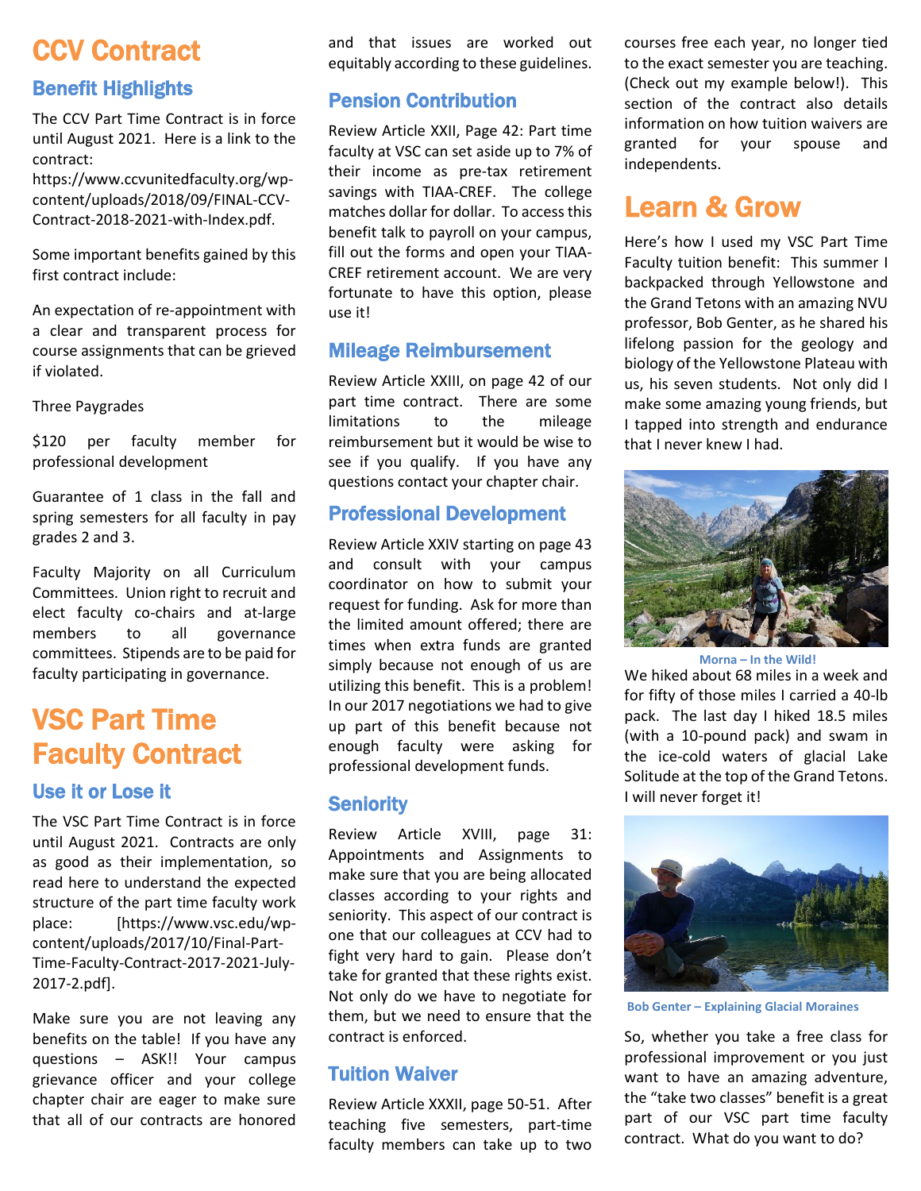# CCV Contract

## Benefit Highlights

The CCV Part Time Contract is in force until August 2021. Here is a link to the contract: https://www.ccvunitedfaculty.org/wp-content/uploads/2018/09/FINAL-CCV-Contract-2018-2021-with-Index.pdf.

Some important benefits gained by this first contract include:

An expectation of re-appointment with a clear and transparent process for course assignments that can be grieved if violated.

Three Paygrades

$120 per faculty member for professional development

Guarantee of 1 class in the fall and spring semesters for all faculty in pay grades 2 and 3.

Faculty Majority on all Curriculum Committees. Union right to recruit and elect faculty co-chairs and at-large members to all governance committees. Stipends are to be paid for faculty participating in governance.

# VSC Part Time Faculty Contract

## Use it or Lose it

The VSC Part Time Contract is in force until August 2021. Contracts are only as good as their implementation, so read here to understand the expected structure of the part time faculty work place: [https://www.vsc.edu/wp-content/uploads/2017/10/Final-Part-Time-Faculty-Contract-2017-2021-July-2017-2.pdf].

Make sure you are not leaving any benefits on the table! If you have any questions – ASK!! Your campus grievance officer and your college chapter chair are eager to make sure that all of our contracts are honored and that issues are worked out equitably according to these guidelines.

## Pension Contribution

Review Article XXII, Page 42: Part time faculty at VSC can set aside up to 7% of their income as pre-tax retirement savings with TIAA-CREF. The college matches dollar for dollar. To access this benefit talk to payroll on your campus, fill out the forms and open your TIAA-CREF retirement account. We are very fortunate to have this option, please use it!

## Mileage Reimbursement

Review Article XXIII, on page 42 of our part time contract. There are some limitations to the mileage reimbursement but it would be wise to see if you qualify. If you have any questions contact your chapter chair.

## Professional Development

Review Article XXIV starting on page 43 and consult with your campus coordinator on how to submit your request for funding. Ask for more than the limited amount offered; there are times when extra funds are granted simply because not enough of us are utilizing this benefit. This is a problem! In our 2017 negotiations we had to give up part of this benefit because not enough faculty were asking for professional development funds.

## Seniority

Review Article XVIII, page 31: Appointments and Assignments to make sure that you are being allocated classes according to your rights and seniority. This aspect of our contract is one that our colleagues at CCV had to fight very hard to gain. Please don't take for granted that these rights exist. Not only do we have to negotiate for them, but we need to ensure that the contract is enforced.

## Tuition Waiver

Review Article XXXII, page 50-51. After teaching five semesters, part-time faculty members can take up to two courses free each year, no longer tied to the exact semester you are teaching. (Check out my example below!). This section of the contract also details information on how tuition waivers are granted for your spouse and independents.

# Learn & Grow

Here's how I used my VSC Part Time Faculty tuition benefit: This summer I backpacked through Yellowstone and the Grand Tetons with an amazing NVU professor, Bob Genter, as he shared his lifelong passion for the geology and biology of the Yellowstone Plateau with us, his seven students. Not only did I make some amazing young friends, but I tapped into strength and endurance that I never knew I had.

Morna – In the Wild!

We hiked about 68 miles in a week and for fifty of those miles I carried a 40-lb pack. The last day I hiked 18.5 miles (with a 10-pound pack) and swam in the ice-cold waters of glacial Lake Solitude at the top of the Grand Tetons. I will never forget it!

Bob Genter – Explaining Glacial Moraines

So, whether you take a free class for professional improvement or you just want to have an amazing adventure, the "take two classes" benefit is a great part of our VSC part time faculty contract. What do you want to do?